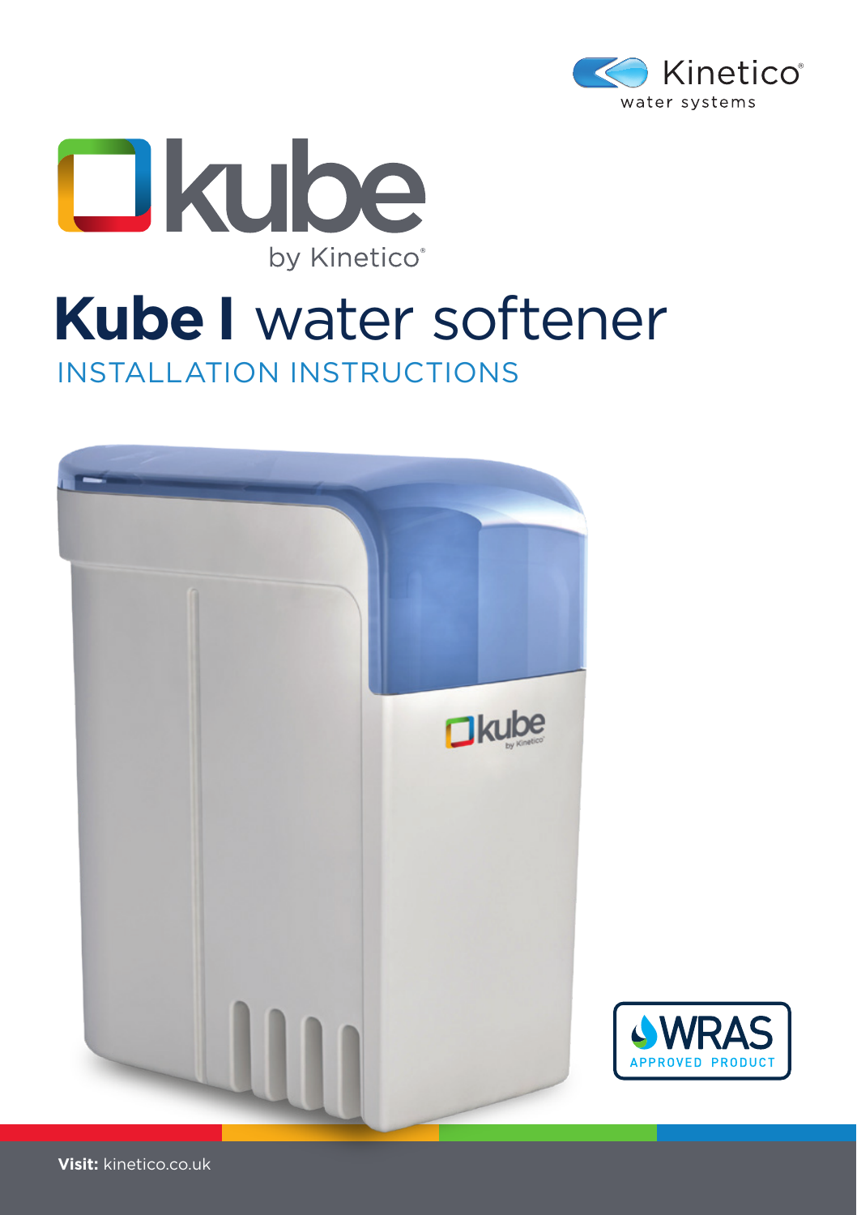Kinetico® water systems

kube by Kinetico®

# Kube I water softener

## INSTALLATION INSTRUCTIONS

WRAS APPROVED PRODUCT

**Visit:** kinetico.co.uk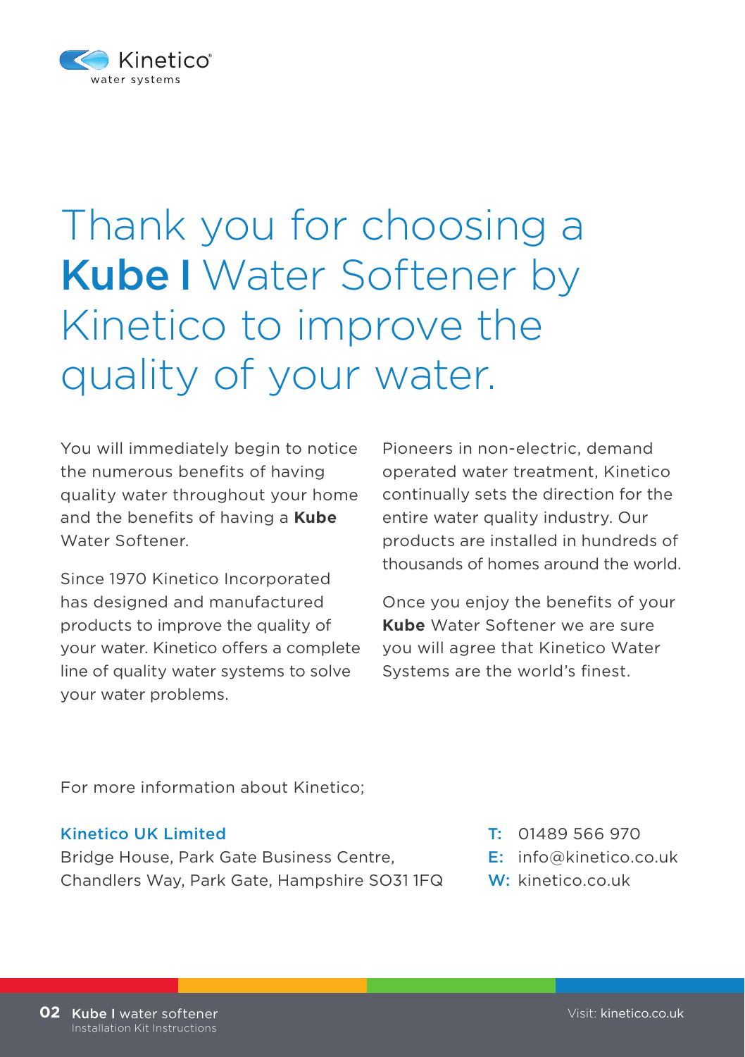# Thank you for choosing a **Kube I** Water Softener by Kinetico to improve the quality of your water.

You will immediately begin to notice the numerous benefits of having quality water throughout your home and the benefits of having a **Kube** Water Softener.

Since 1970 Kinetico Incorporated has designed and manufactured products to improve the quality of your water. Kinetico offers a complete line of quality water systems to solve your water problems.

Pioneers in non-electric, demand operated water treatment, Kinetico continually sets the direction for the entire water quality industry. Our products are installed in hundreds of thousands of homes around the world.

Once you enjoy the benefits of your **Kube** Water Softener we are sure you will agree that Kinetico Water Systems are the world's finest.

For more information about Kinetico;

**Kinetico UK Limited**
Bridge House, Park Gate Business Centre,
Chandlers Way, Park Gate, Hampshire SO31 1FQ

**T:** 01489 566 970
**E:** info@kinetico.co.uk
**W:** kinetico.co.uk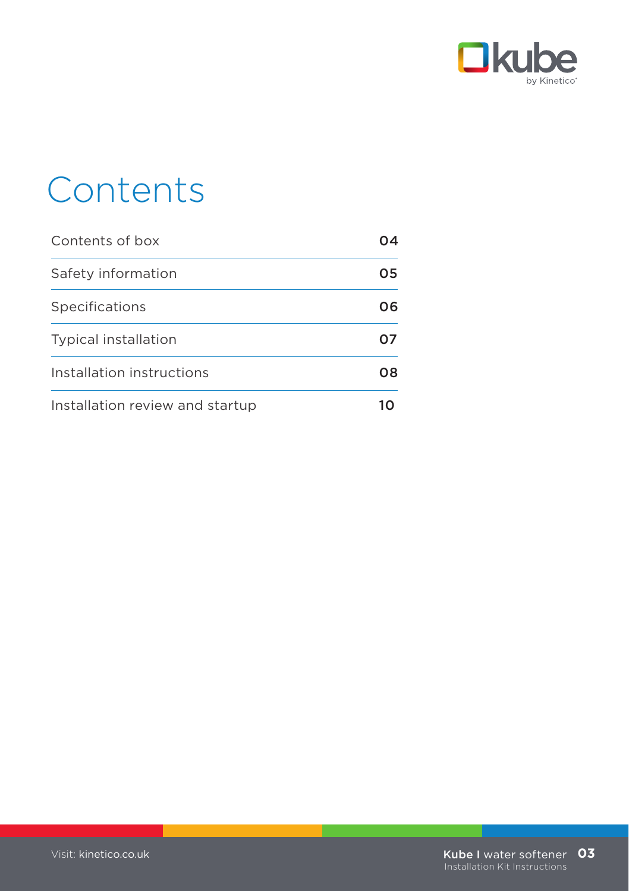# Contents

| Contents of box | 04 |
| --- | --- |
| Safety information | 05 |
| Specifications | 06 |
| Typical installation | 07 |
| Installation instructions | 08 |
| Installation review and startup | 10 |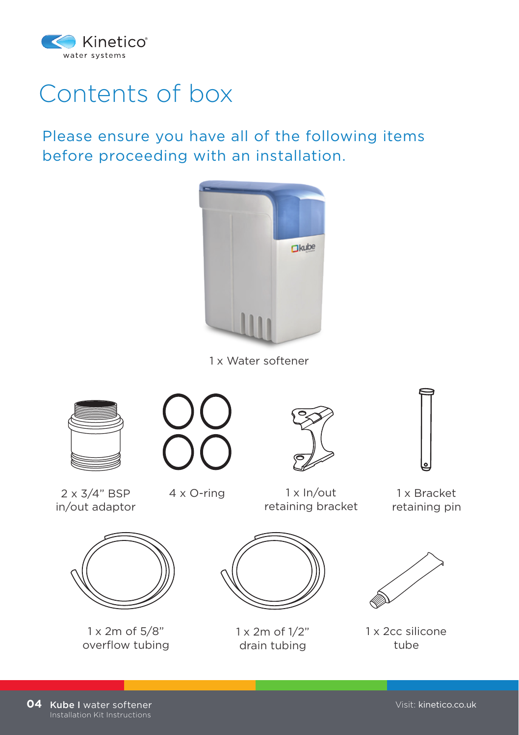# Contents of box

## Please ensure you have all of the following items before proceeding with an installation.

1 x Water softener

2 x 3/4" BSP in/out adaptor

4 x O-ring

1 x In/out retaining bracket

1 x Bracket retaining pin

1 x 2m of 5/8" overflow tubing

1 x 2m of 1/2" drain tubing

1 x 2cc silicone tube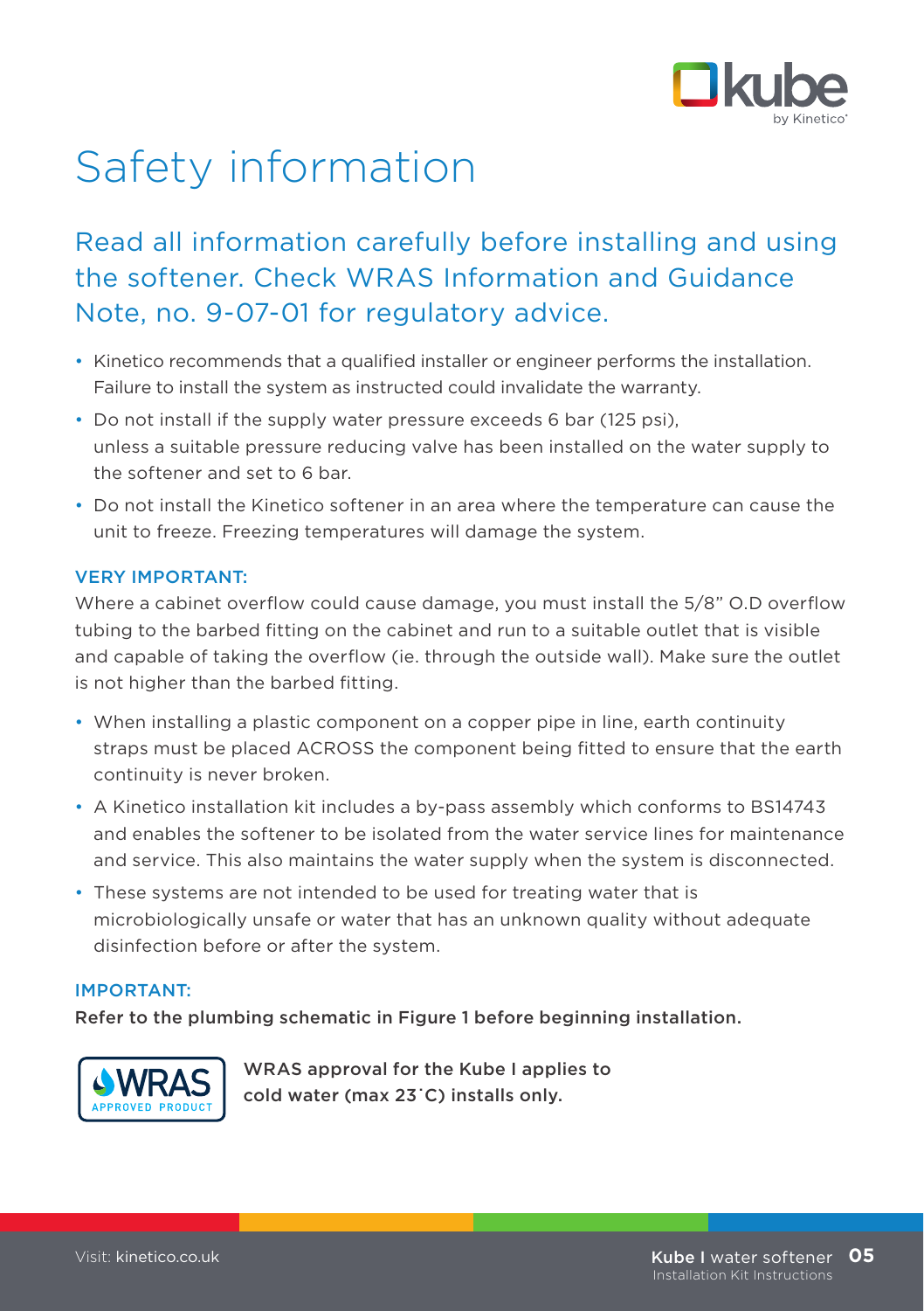# Safety information

## Read all information carefully before installing and using the softener. Check WRAS Information and Guidance Note, no. 9-07-01 for regulatory advice.

- Kinetico recommends that a qualified installer or engineer performs the installation. Failure to install the system as instructed could invalidate the warranty.
- Do not install if the supply water pressure exceeds 6 bar (125 psi), unless a suitable pressure reducing valve has been installed on the water supply to the softener and set to 6 bar.
- Do not install the Kinetico softener in an area where the temperature can cause the unit to freeze. Freezing temperatures will damage the system.

#### VERY IMPORTANT:

Where a cabinet overflow could cause damage, you must install the 5/8" O.D overflow tubing to the barbed fitting on the cabinet and run to a suitable outlet that is visible and capable of taking the overflow (ie. through the outside wall). Make sure the outlet is not higher than the barbed fitting.

- When installing a plastic component on a copper pipe in line, earth continuity straps must be placed ACROSS the component being fitted to ensure that the earth continuity is never broken.
- A Kinetico installation kit includes a by-pass assembly which conforms to BS14743 and enables the softener to be isolated from the water service lines for maintenance and service. This also maintains the water supply when the system is disconnected.
- These systems are not intended to be used for treating water that is microbiologically unsafe or water that has an unknown quality without adequate disinfection before or after the system.

#### IMPORTANT:

**Refer to the plumbing schematic in Figure 1 before beginning installation.**

WRAS APPROVED PRODUCT

**WRAS approval for the Kube I applies to cold water (max 23˚C) installs only.**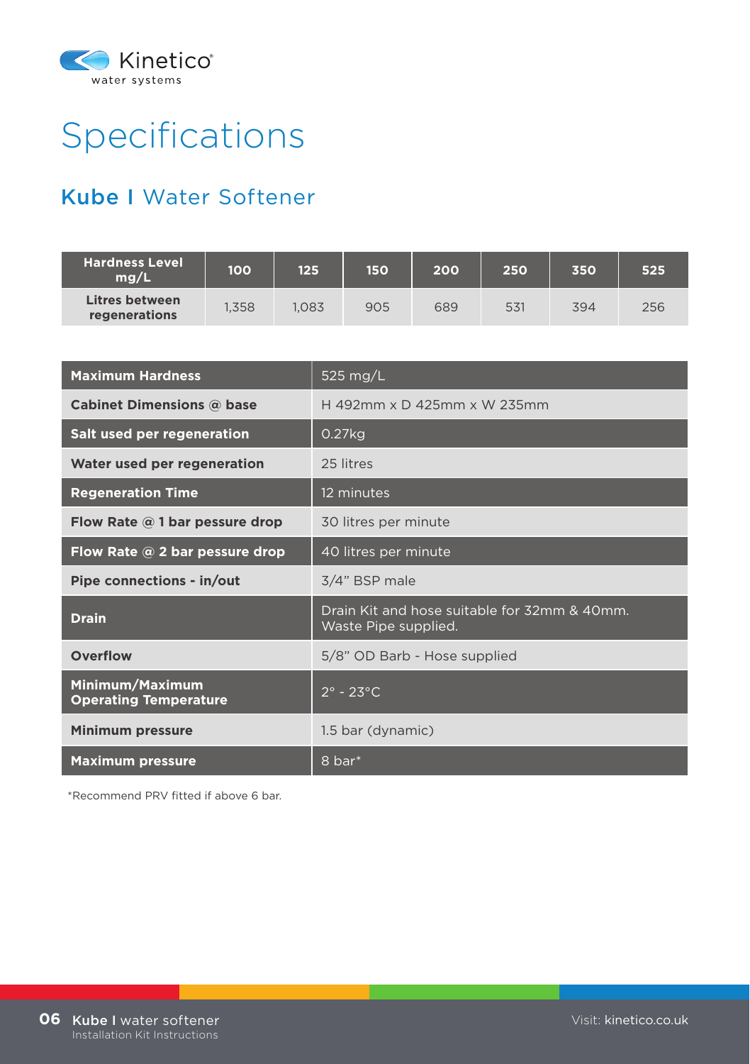# Specifications

## Kube I Water Softener

| Hardness Level mg/L | 100 | 125 | 150 | 200 | 250 | 350 | 525 |
|---|---|---|---|---|---|---|---|
| Litres between regenerations | 1,358 | 1,083 | 905 | 689 | 531 | 394 | 256 |

| | |
|---|---|
| **Maximum Hardness** | 525 mg/L |
| **Cabinet Dimensions @ base** | H 492mm x D 425mm x W 235mm |
| **Salt used per regeneration** | 0.27kg |
| **Water used per regeneration** | 25 litres |
| **Regeneration Time** | 12 minutes |
| **Flow Rate @ 1 bar pessure drop** | 30 litres per minute |
| **Flow Rate @ 2 bar pessure drop** | 40 litres per minute |
| **Pipe connections - in/out** | 3/4" BSP male |
| **Drain** | Drain Kit and hose suitable for 32mm & 40mm. Waste Pipe supplied. |
| **Overflow** | 5/8" OD Barb - Hose supplied |
| **Minimum/Maximum Operating Temperature** | 2° - 23°C |
| **Minimum pressure** | 1.5 bar (dynamic) |
| **Maximum pressure** | 8 bar* |

*Recommend PRV fitted if above 6 bar.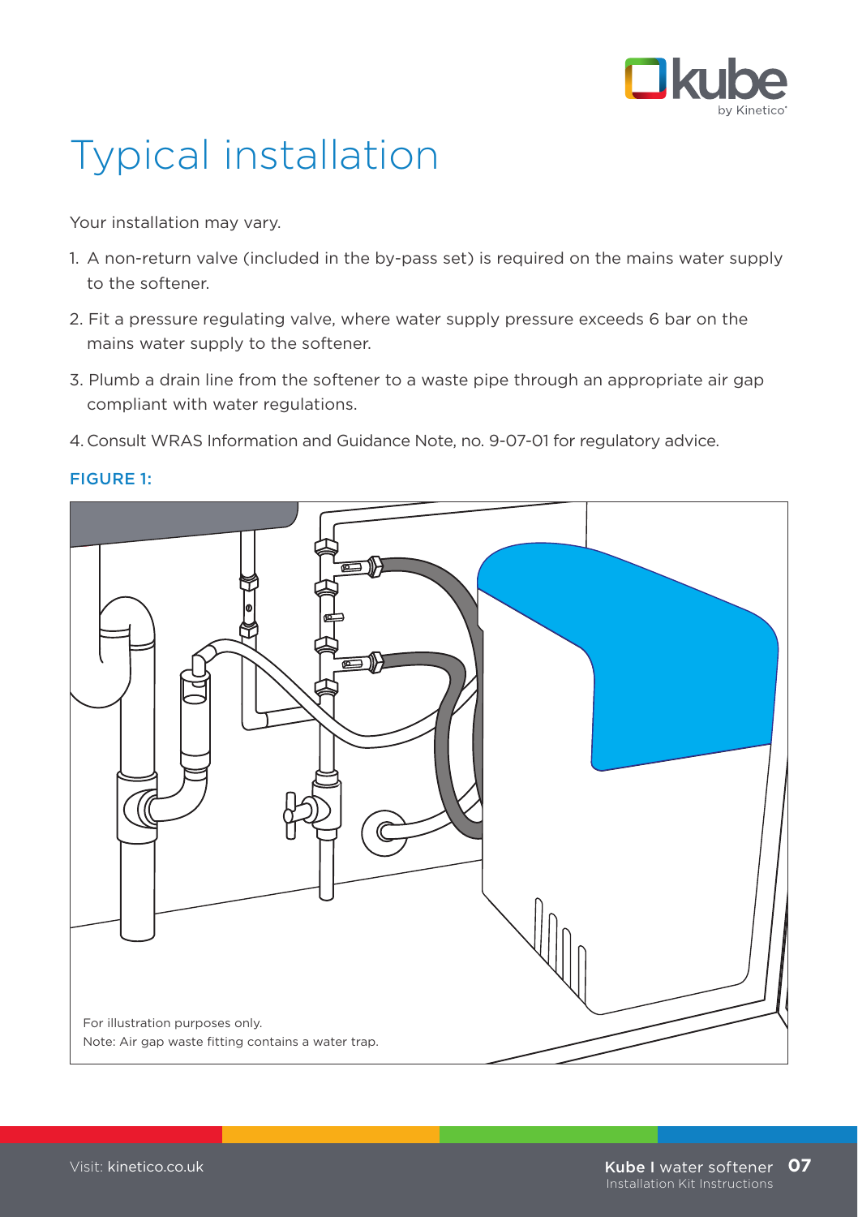# Typical installation

Your installation may vary.

1. A non-return valve (included in the by-pass set) is required on the mains water supply to the softener.
2. Fit a pressure regulating valve, where water supply pressure exceeds 6 bar on the mains water supply to the softener.
3. Plumb a drain line from the softener to a waste pipe through an appropriate air gap compliant with water regulations.
4. Consult WRAS Information and Guidance Note, no. 9-07-01 for regulatory advice.

**FIGURE 1:**

For illustration purposes only.
Note: Air gap waste fitting contains a water trap.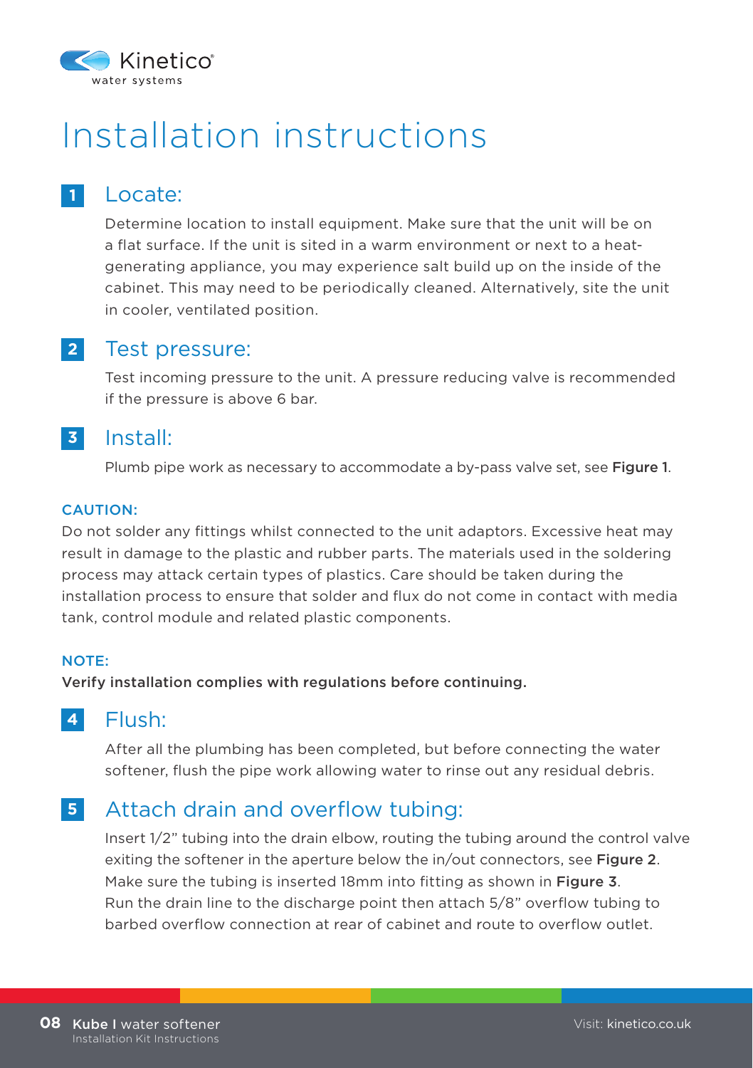# Installation instructions

## 1 Locate:

Determine location to install equipment. Make sure that the unit will be on a flat surface. If the unit is sited in a warm environment or next to a heat-generating appliance, you may experience salt build up on the inside of the cabinet. This may need to be periodically cleaned. Alternatively, site the unit in cooler, ventilated position.

## 2 Test pressure:

Test incoming pressure to the unit. A pressure reducing valve is recommended if the pressure is above 6 bar.

## 3 Install:

Plumb pipe work as necessary to accommodate a by-pass valve set, see **Figure 1**.

**CAUTION:**

Do not solder any fittings whilst connected to the unit adaptors. Excessive heat may result in damage to the plastic and rubber parts. The materials used in the soldering process may attack certain types of plastics. Care should be taken during the installation process to ensure that solder and flux do not come in contact with media tank, control module and related plastic components.

**NOTE:**

**Verify installation complies with regulations before continuing.**

## 4 Flush:

After all the plumbing has been completed, but before connecting the water softener, flush the pipe work allowing water to rinse out any residual debris.

## 5 Attach drain and overflow tubing:

Insert 1/2” tubing into the drain elbow, routing the tubing around the control valve exiting the softener in the aperture below the in/out connectors, see **Figure 2**. Make sure the tubing is inserted 18mm into fitting as shown in **Figure 3**. Run the drain line to the discharge point then attach 5/8” overflow tubing to barbed overflow connection at rear of cabinet and route to overflow outlet.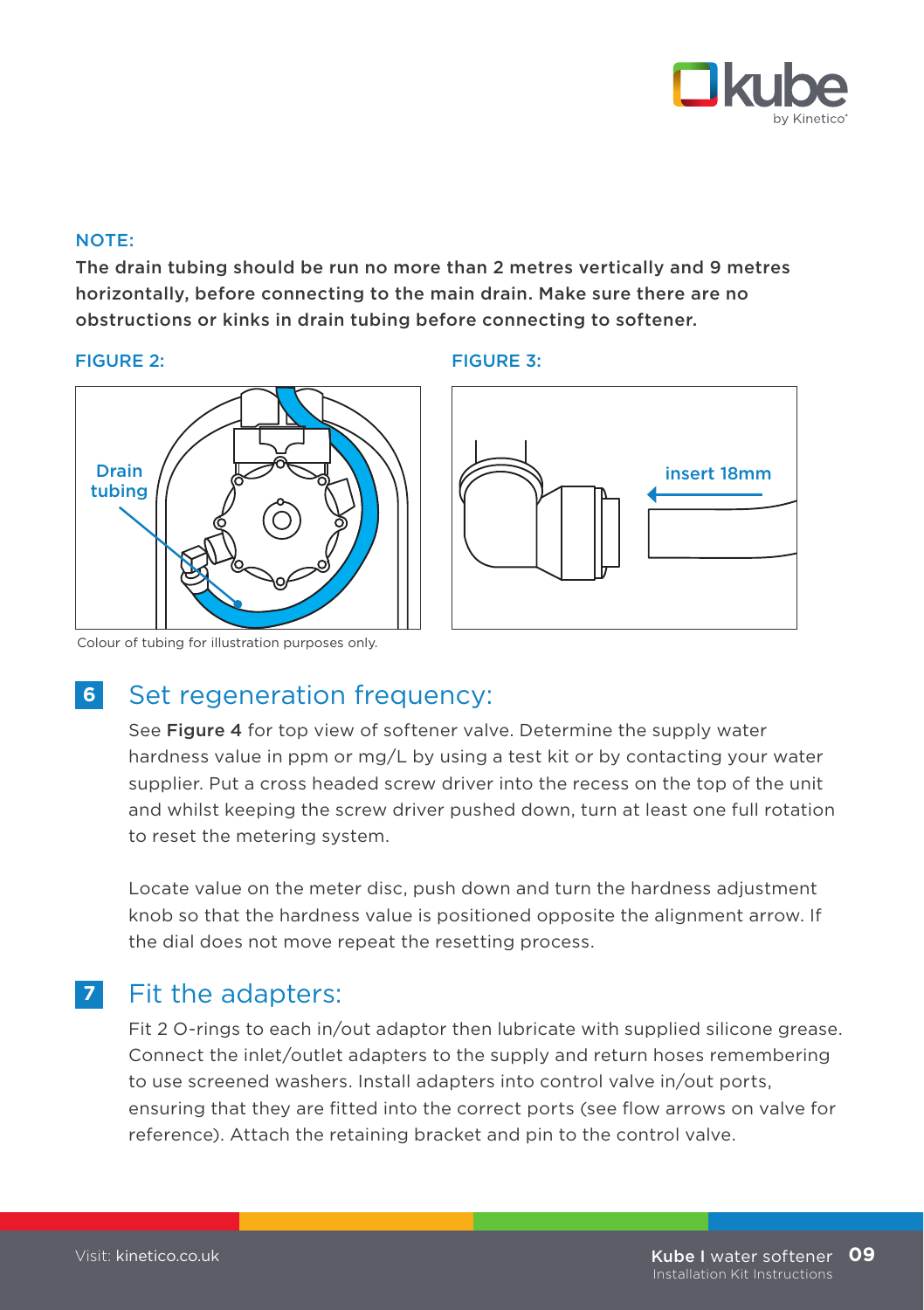**NOTE:**

**The drain tubing should be run no more than 2 metres vertically and 9 metres horizontally, before connecting to the main drain. Make sure there are no obstructions or kinks in drain tubing before connecting to softener.**

FIGURE 2:

Drain tubing

Colour of tubing for illustration purposes only.

FIGURE 3:

insert 18mm

## 6 Set regeneration frequency:

See **Figure 4** for top view of softener valve. Determine the supply water hardness value in ppm or mg/L by using a test kit or by contacting your water supplier. Put a cross headed screw driver into the recess on the top of the unit and whilst keeping the screw driver pushed down, turn at least one full rotation to reset the metering system.

Locate value on the meter disc, push down and turn the hardness adjustment knob so that the hardness value is positioned opposite the alignment arrow. If the dial does not move repeat the resetting process.

## 7 Fit the adapters:

Fit 2 O-rings to each in/out adaptor then lubricate with supplied silicone grease. Connect the inlet/outlet adapters to the supply and return hoses remembering to use screened washers. Install adapters into control valve in/out ports, ensuring that they are fitted into the correct ports (see flow arrows on valve for reference). Attach the retaining bracket and pin to the control valve.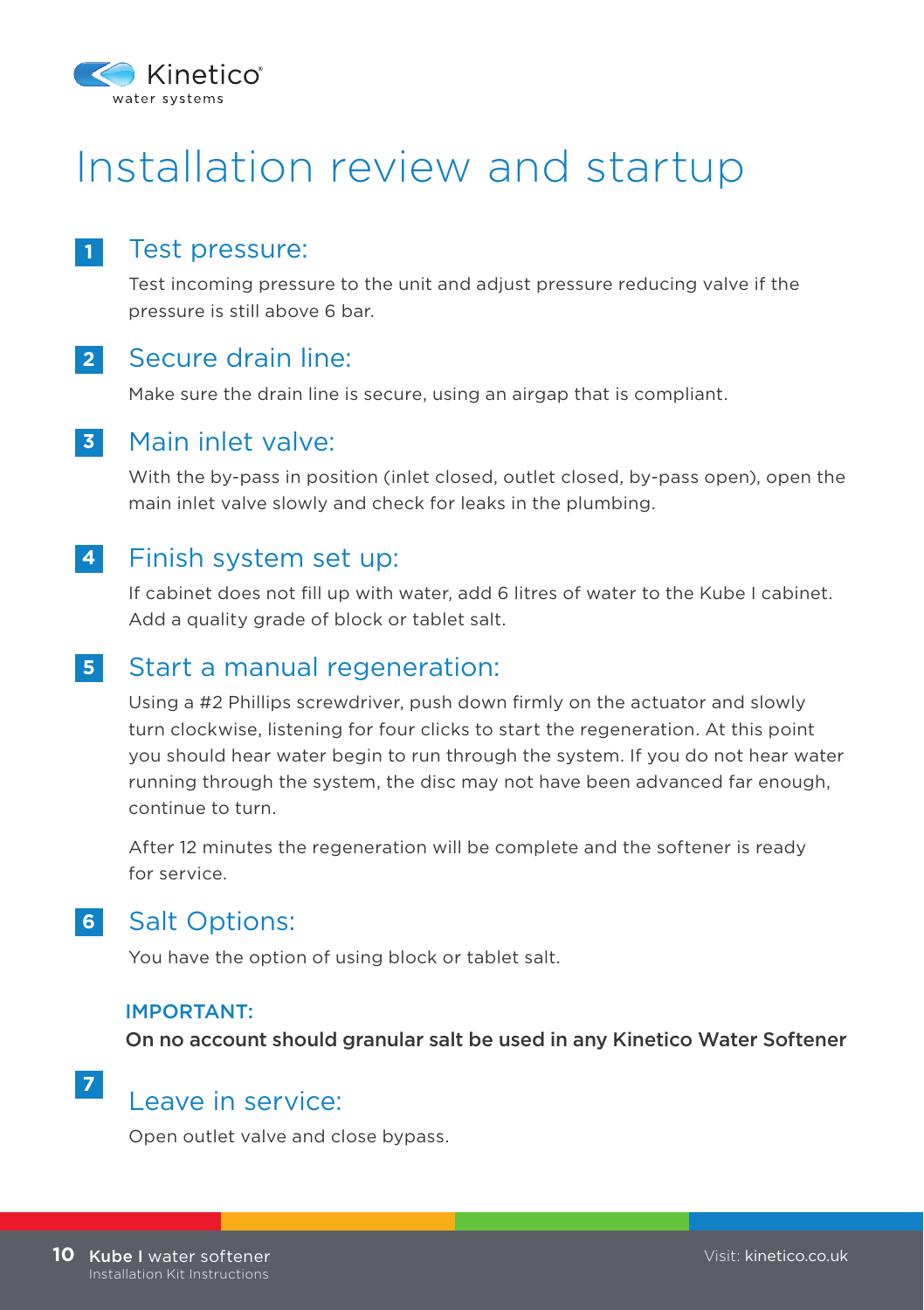# Installation review and startup

## 1 Test pressure:

Test incoming pressure to the unit and adjust pressure reducing valve if the pressure is still above 6 bar.

## 2 Secure drain line:

Make sure the drain line is secure, using an airgap that is compliant.

## 3 Main inlet valve:

With the by-pass in position (inlet closed, outlet closed, by-pass open), open the main inlet valve slowly and check for leaks in the plumbing.

## 4 Finish system set up:

If cabinet does not fill up with water, add 6 litres of water to the Kube I cabinet. Add a quality grade of block or tablet salt.

## 5 Start a manual regeneration:

Using a #2 Phillips screwdriver, push down firmly on the actuator and slowly turn clockwise, listening for four clicks to start the regeneration. At this point you should hear water begin to run through the system. If you do not hear water running through the system, the disc may not have been advanced far enough, continue to turn.

After 12 minutes the regeneration will be complete and the softener is ready for service.

## 6 Salt Options:

You have the option of using block or tablet salt.

**IMPORTANT:**

**On no account should granular salt be used in any Kinetico Water Softener**

## 7 Leave in service:

Open outlet valve and close bypass.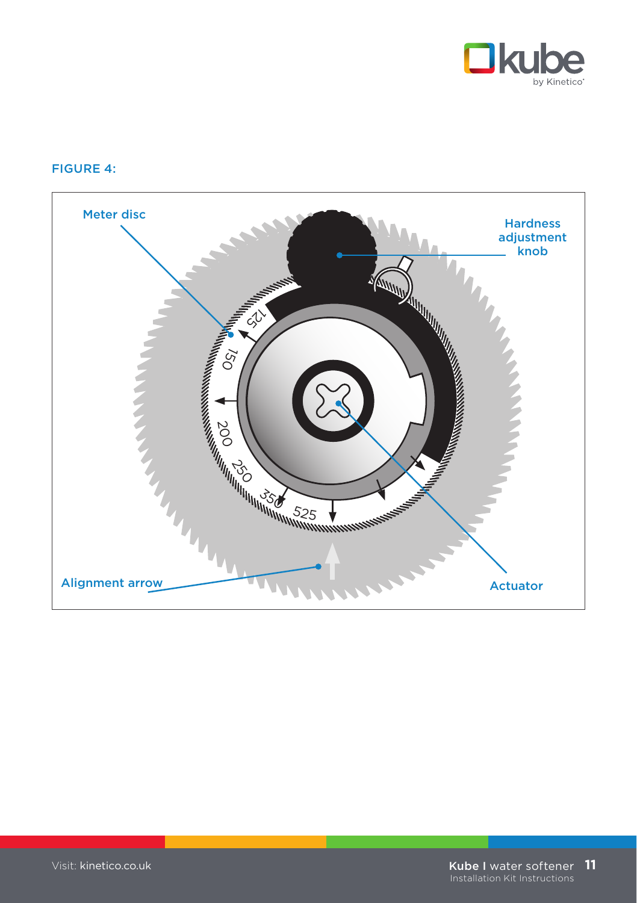FIGURE 4:

Meter disc

Hardness adjustment knob

125

150

200

250

350

525

Alignment arrow

Actuator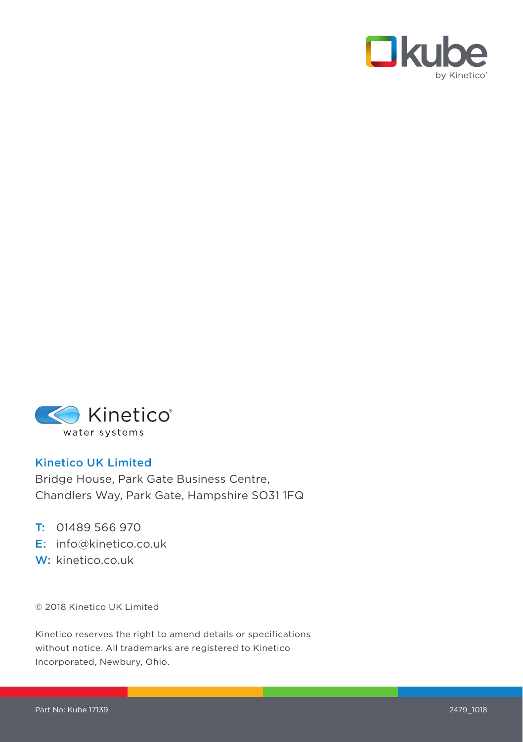kube

by Kinetico®

Kinetico®

water systems

**Kinetico UK Limited**

Bridge House, Park Gate Business Centre,
Chandlers Way, Park Gate, Hampshire SO31 1FQ

**T:** 01489 566 970

**E:** info@kinetico.co.uk

**W:** kinetico.co.uk

© 2018 Kinetico UK Limited

Kinetico reserves the right to amend details or specifications without notice. All trademarks are registered to Kinetico Incorporated, Newbury, Ohio.

Part No: Kube 17139

2479_1018